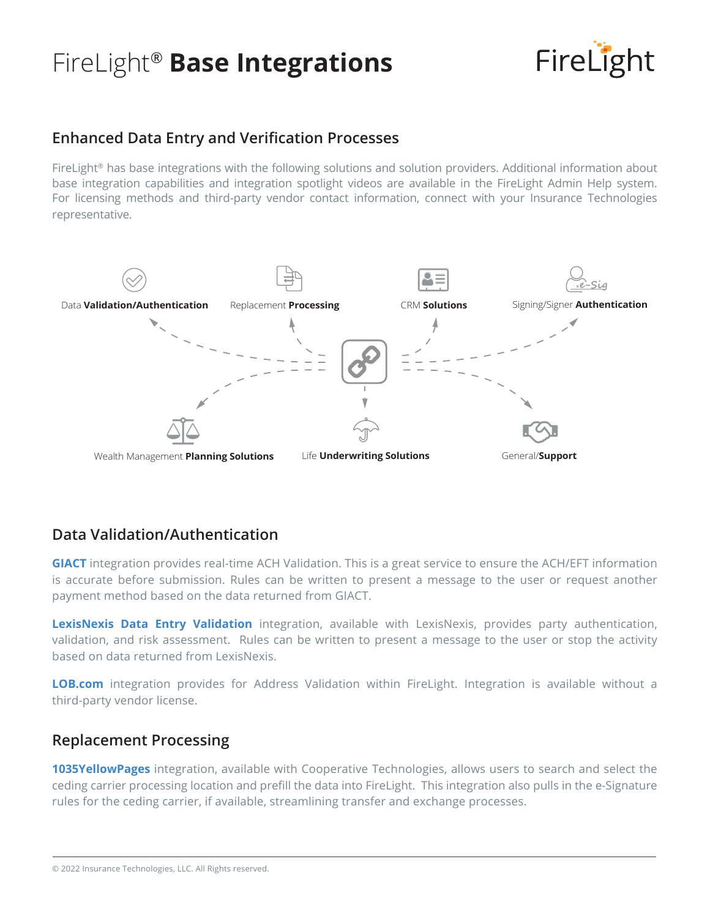# FireLight® **Base Integrations**

## Enhanced Data Entry and Verification Processes

FireLight® has base integrations with the following solutions and solution providers. Additional information about base integration capabilities and integration spotlight videos are available in the FireLight Admin Help system. For licensing methods and third-party vendor contact information, connect with your Insurance Technologies representative.

Data **Validation/Authentication**

Replacement **Processing**

CRM **Solutions**

Signing/Signer **Authentication**

Wealth Management **Planning Solutions**

Life **Underwriting Solutions**

General/**Support**

## Data Validation/Authentication

**GIACT** integration provides real-time ACH Validation. This is a great service to ensure the ACH/EFT information is accurate before submission. Rules can be written to present a message to the user or request another payment method based on the data returned from GIACT.

**LexisNexis Data Entry Validation** integration, available with LexisNexis, provides party authentication, validation, and risk assessment. Rules can be written to present a message to the user or stop the activity based on data returned from LexisNexis.

**LOB.com** integration provides for Address Validation within FireLight. Integration is available without a third-party vendor license.

## Replacement Processing

**1035YellowPages** integration, available with Cooperative Technologies, allows users to search and select the ceding carrier processing location and prefill the data into FireLight. This integration also pulls in the e-Signature rules for the ceding carrier, if available, streamlining transfer and exchange processes.

© 2022 Insurance Technologies, LLC. All Rights reserved.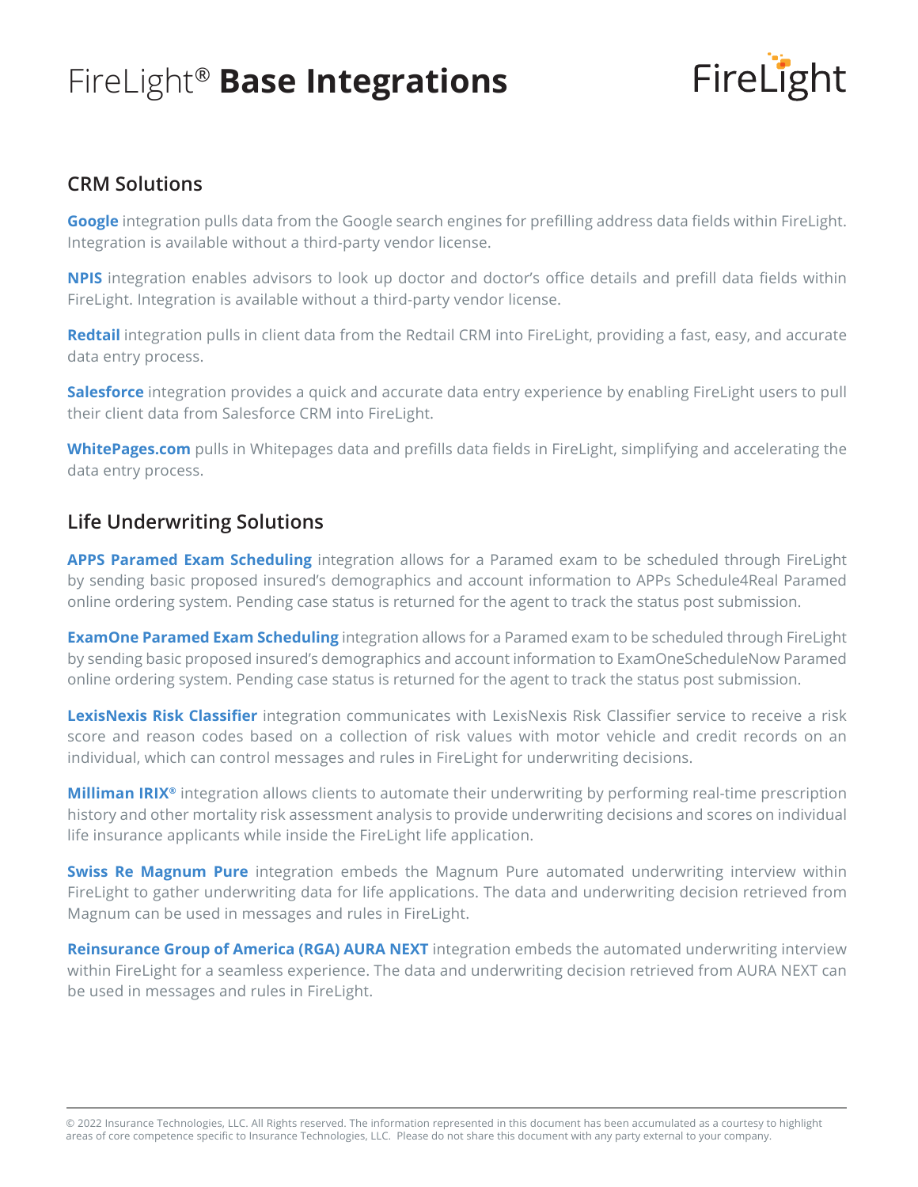# FireLight® **Base Integrations**

## CRM Solutions

**Google** integration pulls data from the Google search engines for prefilling address data fields within FireLight. Integration is available without a third-party vendor license.

**NPIS** integration enables advisors to look up doctor and doctor's office details and prefill data fields within FireLight. Integration is available without a third-party vendor license.

**Redtail** integration pulls in client data from the Redtail CRM into FireLight, providing a fast, easy, and accurate data entry process.

**Salesforce** integration provides a quick and accurate data entry experience by enabling FireLight users to pull their client data from Salesforce CRM into FireLight.

**WhitePages.com** pulls in Whitepages data and prefills data fields in FireLight, simplifying and accelerating the data entry process.

## Life Underwriting Solutions

**APPS Paramed Exam Scheduling** integration allows for a Paramed exam to be scheduled through FireLight by sending basic proposed insured's demographics and account information to APPs Schedule4Real Paramed online ordering system. Pending case status is returned for the agent to track the status post submission.

**ExamOne Paramed Exam Scheduling** integration allows for a Paramed exam to be scheduled through FireLight by sending basic proposed insured's demographics and account information to ExamOneScheduleNow Paramed online ordering system. Pending case status is returned for the agent to track the status post submission.

**LexisNexis Risk Classifier** integration communicates with LexisNexis Risk Classifier service to receive a risk score and reason codes based on a collection of risk values with motor vehicle and credit records on an individual, which can control messages and rules in FireLight for underwriting decisions.

**Milliman IRIX®** integration allows clients to automate their underwriting by performing real-time prescription history and other mortality risk assessment analysis to provide underwriting decisions and scores on individual life insurance applicants while inside the FireLight life application.

**Swiss Re Magnum Pure** integration embeds the Magnum Pure automated underwriting interview within FireLight to gather underwriting data for life applications. The data and underwriting decision retrieved from Magnum can be used in messages and rules in FireLight.

**Reinsurance Group of America (RGA) AURA NEXT** integration embeds the automated underwriting interview within FireLight for a seamless experience. The data and underwriting decision retrieved from AURA NEXT can be used in messages and rules in FireLight.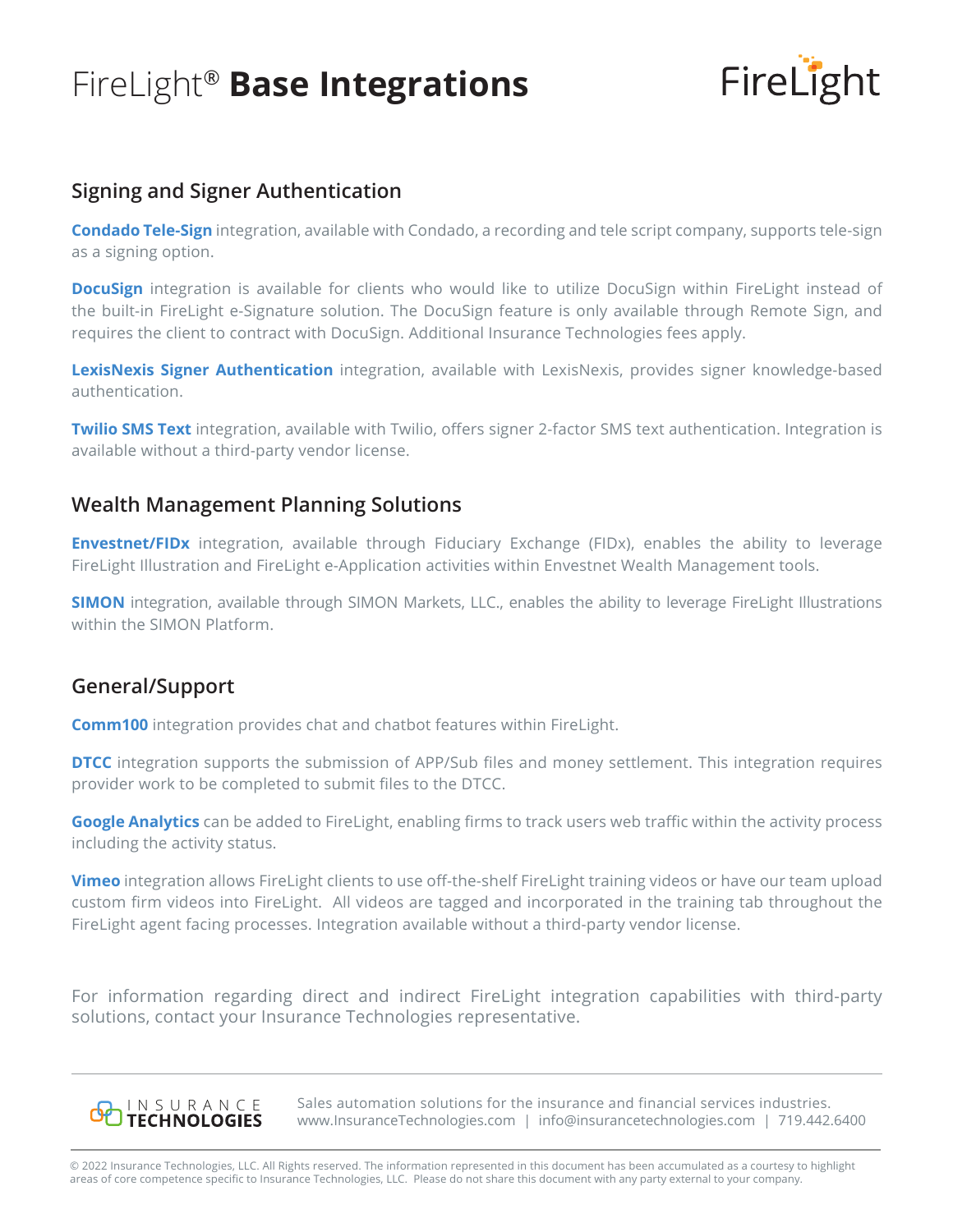# FireLight® **Base Integrations**

## Signing and Signer Authentication

**Condado Tele-Sign** integration, available with Condado, a recording and tele script company, supports tele-sign as a signing option.

**DocuSign** integration is available for clients who would like to utilize DocuSign within FireLight instead of the built-in FireLight e-Signature solution. The DocuSign feature is only available through Remote Sign, and requires the client to contract with DocuSign. Additional Insurance Technologies fees apply.

**LexisNexis Signer Authentication** integration, available with LexisNexis, provides signer knowledge-based authentication.

**Twilio SMS Text** integration, available with Twilio, offers signer 2-factor SMS text authentication. Integration is available without a third-party vendor license.

## Wealth Management Planning Solutions

**Envestnet/FIDx** integration, available through Fiduciary Exchange (FIDx), enables the ability to leverage FireLight Illustration and FireLight e-Application activities within Envestnet Wealth Management tools.

**SIMON** integration, available through SIMON Markets, LLC., enables the ability to leverage FireLight Illustrations within the SIMON Platform.

## General/Support

**Comm100** integration provides chat and chatbot features within FireLight.

**DTCC** integration supports the submission of APP/Sub files and money settlement. This integration requires provider work to be completed to submit files to the DTCC.

**Google Analytics** can be added to FireLight, enabling firms to track users web traffic within the activity process including the activity status.

**Vimeo** integration allows FireLight clients to use off-the-shelf FireLight training videos or have our team upload custom firm videos into FireLight. All videos are tagged and incorporated in the training tab throughout the FireLight agent facing processes. Integration available without a third-party vendor license.

For information regarding direct and indirect FireLight integration capabilities with third-party solutions, contact your Insurance Technologies representative.

INSURANCE TECHNOLOGIES

Sales automation solutions for the insurance and financial services industries.
www.InsuranceTechnologies.com | info@insurancetechnologies.com | 719.442.6400

© 2022 Insurance Technologies, LLC. All Rights reserved. The information represented in this document has been accumulated as a courtesy to highlight areas of core competence specific to Insurance Technologies, LLC. Please do not share this document with any party external to your company.